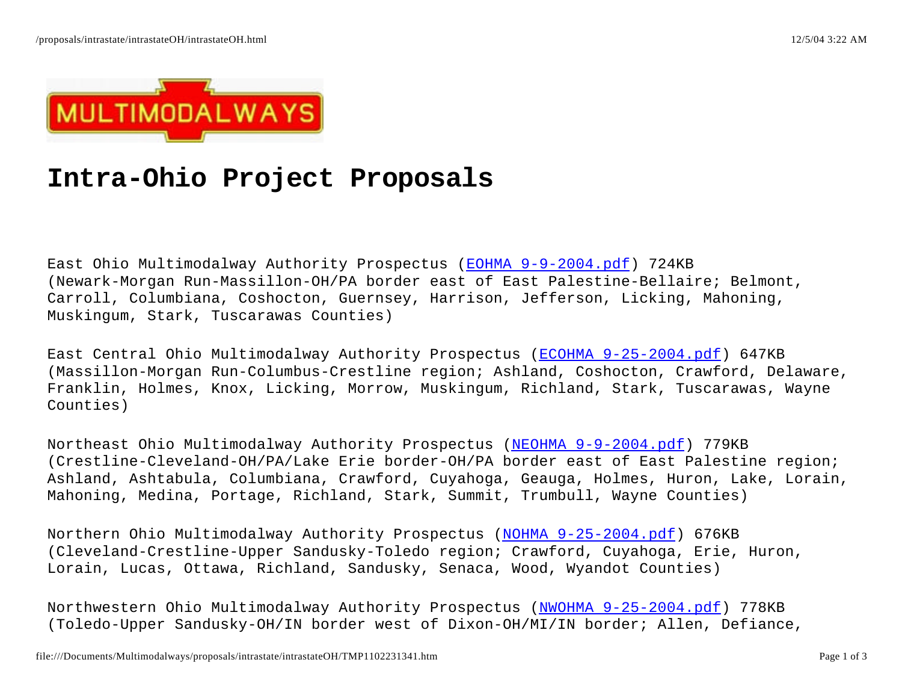# Intra-Ohio Project Proposals

East Ohio Multimodalway Authority Prospectus (EOHMA 9-9-2004.pdf) 724KB (Newark-Morgan Run-Massillon-OH/PA border east of East Palestine-Bellaire; Belmont, Carroll, Columbiana, Coshocton, Guernsey, Harrison, Jefferson, Licking, Mahoning, Muskingum, Stark, Tuscarawas Counties)

East Central Ohio Multimodalway Authority Prospectus (ECOHMA 9-25-2004.pdf) 647KB (Massillon-Morgan Run-Columbus-Crestline region; Ashland, Coshocton, Crawford, Delaware, Franklin, Holmes, Knox, Licking, Morrow, Muskingum, Richland, Stark, Tuscarawas, Wayne Counties)

Northeast Ohio Multimodalway Authority Prospectus (NEOHMA 9-9-2004.pdf) 779KB (Crestline-Cleveland-OH/PA/Lake Erie border-OH/PA border east of East Palestine region; Ashland, Ashtabula, Columbiana, Crawford, Cuyahoga, Geauga, Holmes, Huron, Lake, Lorain, Mahoning, Medina, Portage, Richland, Stark, Summit, Trumbull, Wayne Counties)

Northern Ohio Multimodalway Authority Prospectus (NOHMA 9-25-2004.pdf) 676KB (Cleveland-Crestline-Upper Sandusky-Toledo region; Crawford, Cuyahoga, Erie, Huron, Lorain, Lucas, Ottawa, Richland, Sandusky, Senaca, Wood, Wyandot Counties)

Northwestern Ohio Multimodalway Authority Prospectus (NWOHMA 9-25-2004.pdf) 778KB (Toledo-Upper Sandusky-OH/IN border west of Dixon-OH/MI/IN border; Allen, Defiance,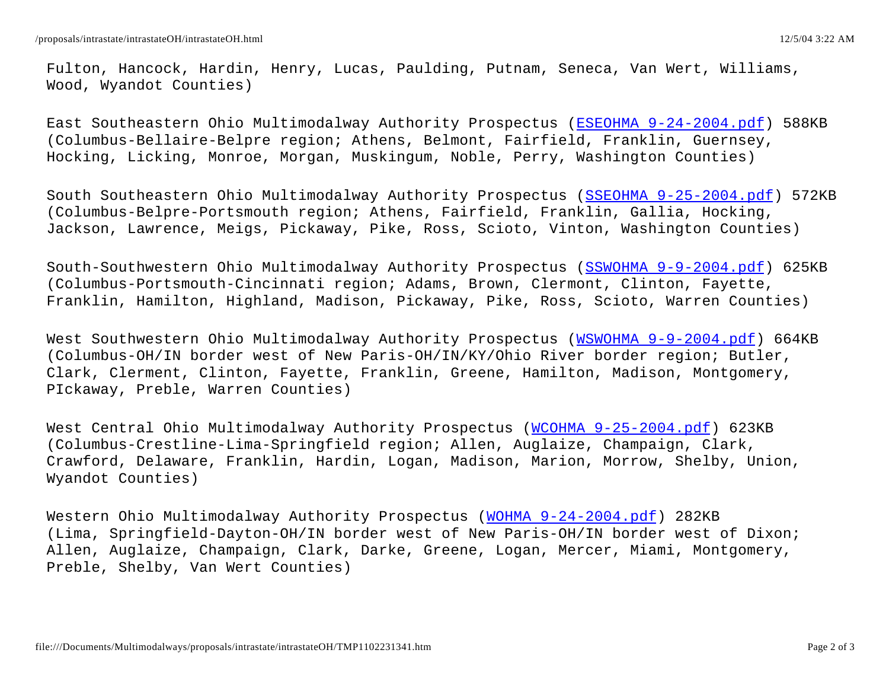Fulton, Hancock, Hardin, Henry, Lucas, Paulding, Putnam, Seneca, Van Wert, Williams, Wood, Wyandot Counties)

East Southeastern Ohio Multimodalway Authority Prospectus (ESEOHMA 9-24-2004.pdf) 588KB (Columbus-Bellaire-Belpre region; Athens, Belmont, Fairfield, Franklin, Guernsey, Hocking, Licking, Monroe, Morgan, Muskingum, Noble, Perry, Washington Counties)

South Southeastern Ohio Multimodalway Authority Prospectus (SSEOHMA 9-25-2004.pdf) 572KB (Columbus-Belpre-Portsmouth region; Athens, Fairfield, Franklin, Gallia, Hocking, Jackson, Lawrence, Meigs, Pickaway, Pike, Ross, Scioto, Vinton, Washington Counties)

South-Southwestern Ohio Multimodalway Authority Prospectus (SSWOHMA 9-9-2004.pdf) 625KB (Columbus-Portsmouth-Cincinnati region; Adams, Brown, Clermont, Clinton, Fayette, Franklin, Hamilton, Highland, Madison, Pickaway, Pike, Ross, Scioto, Warren Counties)

West Southwestern Ohio Multimodalway Authority Prospectus (WSWOHMA 9-9-2004.pdf) 664KB (Columbus-OH/IN border west of New Paris-OH/IN/KY/Ohio River border region; Butler, Clark, Clerment, Clinton, Fayette, Franklin, Greene, Hamilton, Madison, Montgomery, PIckaway, Preble, Warren Counties)

West Central Ohio Multimodalway Authority Prospectus (WCOHMA 9-25-2004.pdf) 623KB (Columbus-Crestline-Lima-Springfield region; Allen, Auglaize, Champaign, Clark, Crawford, Delaware, Franklin, Hardin, Logan, Madison, Marion, Morrow, Shelby, Union, Wyandot Counties)

Western Ohio Multimodalway Authority Prospectus (WOHMA 9-24-2004.pdf) 282KB (Lima, Springfield-Dayton-OH/IN border west of New Paris-OH/IN border west of Dixon; Allen, Auglaize, Champaign, Clark, Darke, Greene, Logan, Mercer, Miami, Montgomery, Preble, Shelby, Van Wert Counties)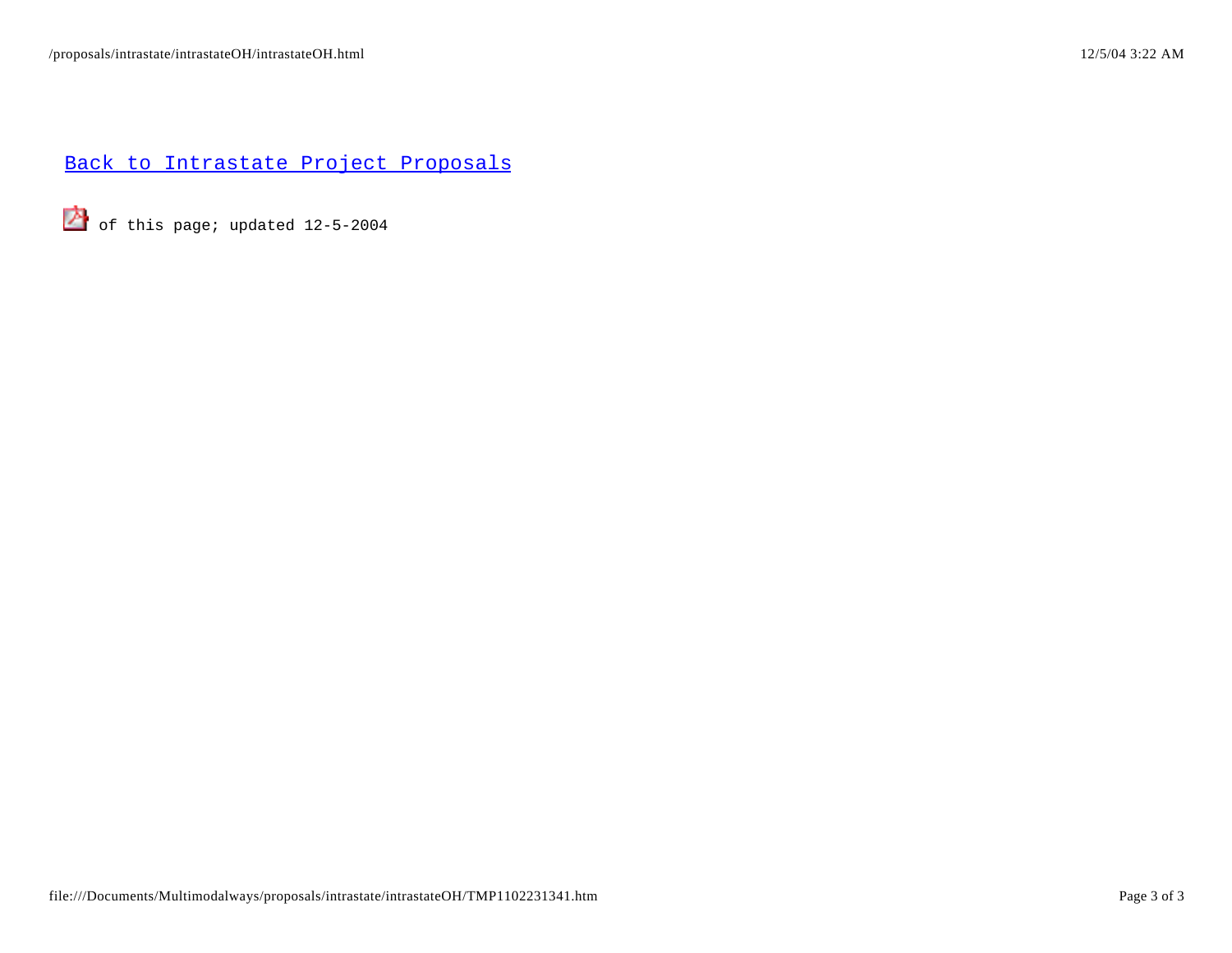Back to Intrastate Project Proposals

of this page; updated 12-5-2004